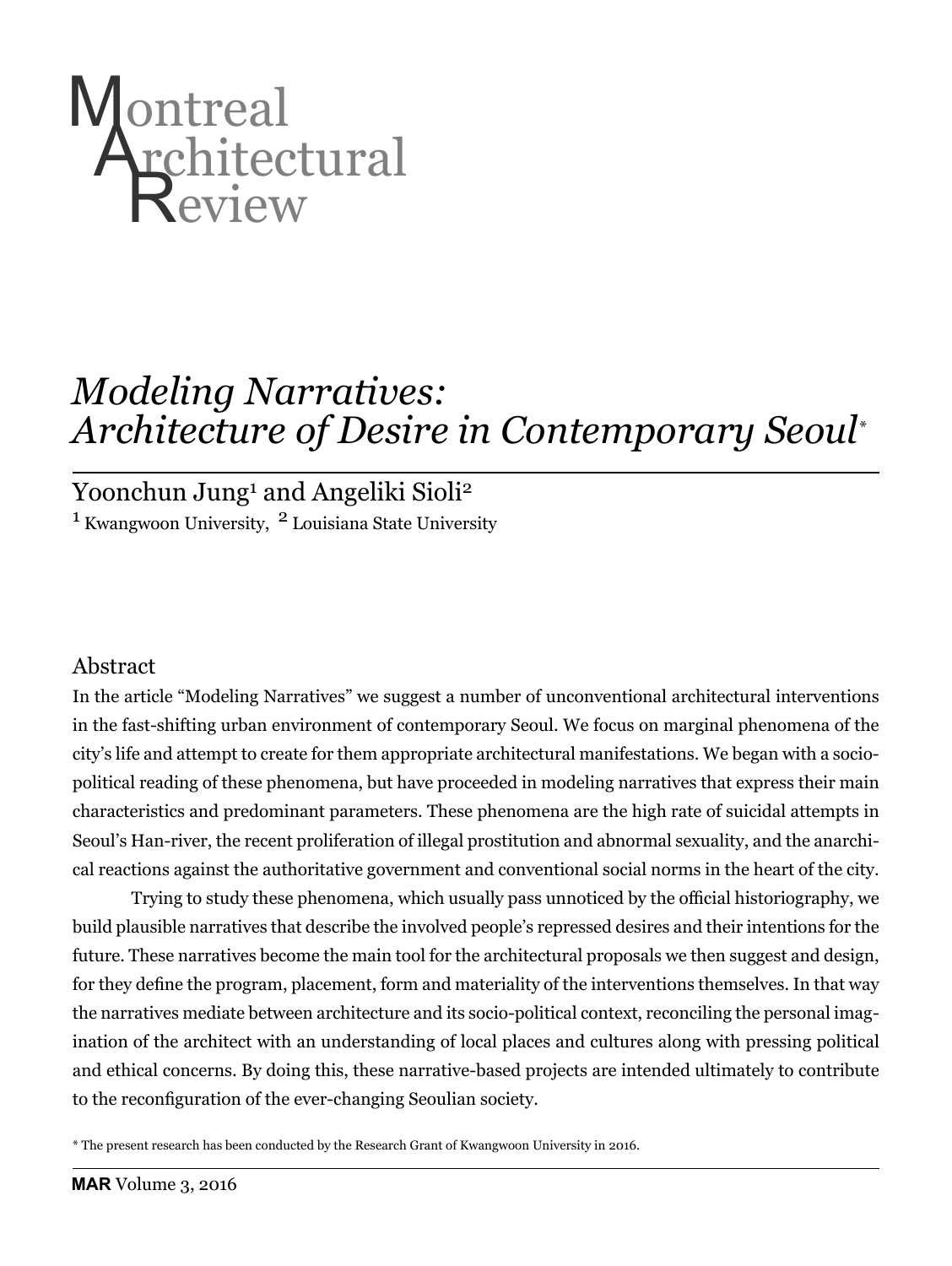# Montreal Architectural Review

# *Modeling Narratives: Architecture of Desire in Contemporary Seoul*\*

Yoonchun Jung[1] and Angeliki Sioli[2]

[1] Kwangwoon University, [2] Louisiana State University

## Abstract

In the article "Modeling Narratives" we suggest a number of unconventional architectural interventions in the fast-shifting urban environment of contemporary Seoul. We focus on marginal phenomena of the city's life and attempt to create for them appropriate architectural manifestations. We began with a socio-political reading of these phenomena, but have proceeded in modeling narratives that express their main characteristics and predominant parameters. These phenomena are the high rate of suicidal attempts in Seoul's Han-river, the recent proliferation of illegal prostitution and abnormal sexuality, and the anarchical reactions against the authoritative government and conventional social norms in the heart of the city.

Trying to study these phenomena, which usually pass unnoticed by the official historiography, we build plausible narratives that describe the involved people's repressed desires and their intentions for the future. These narratives become the main tool for the architectural proposals we then suggest and design, for they define the program, placement, form and materiality of the interventions themselves. In that way the narratives mediate between architecture and its socio-political context, reconciling the personal imagination of the architect with an understanding of local places and cultures along with pressing political and ethical concerns. By doing this, these narrative-based projects are intended ultimately to contribute to the reconfiguration of the ever-changing Seoulian society.

\* The present research has been conducted by the Research Grant of Kwangwoon University in 2016.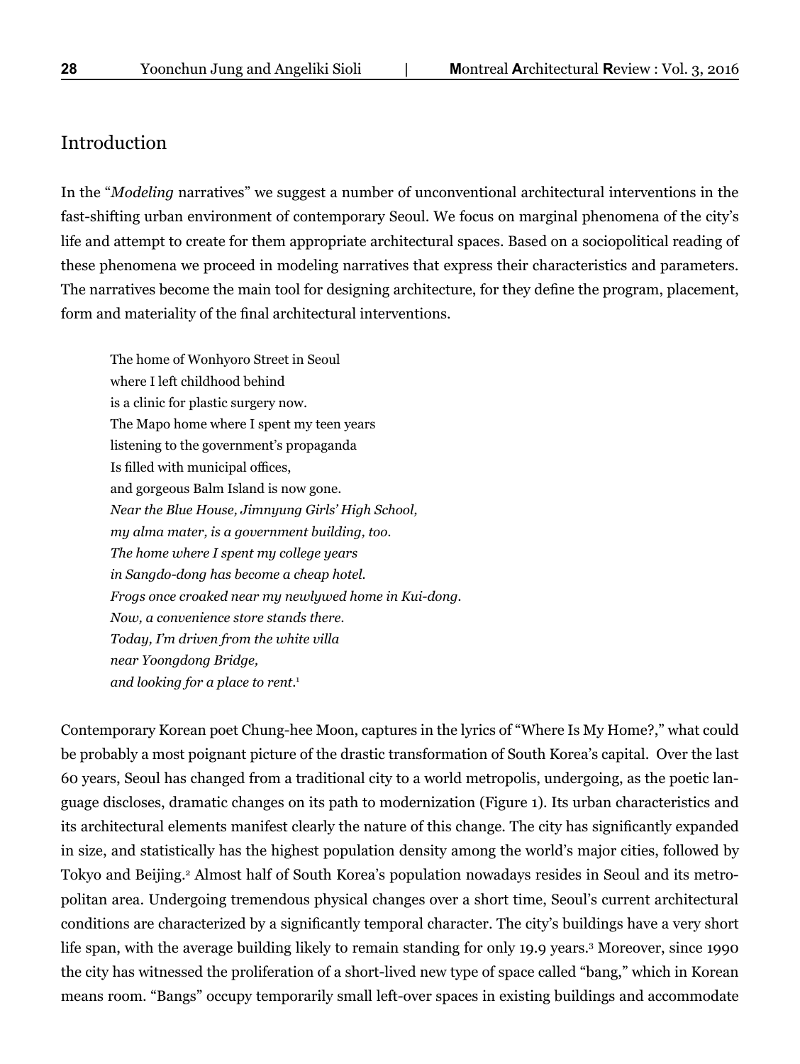## Introduction

In the "*Modeling* narratives" we suggest a number of unconventional architectural interventions in the fast-shifting urban environment of contemporary Seoul. We focus on marginal phenomena of the city's life and attempt to create for them appropriate architectural spaces. Based on a sociopolitical reading of these phenomena we proceed in modeling narratives that express their characteristics and parameters. The narratives become the main tool for designing architecture, for they define the program, placement, form and materiality of the final architectural interventions.

> The home of Wonhyoro Street in Seoul
> where I left childhood behind
> is a clinic for plastic surgery now.
> The Mapo home where I spent my teen years
> listening to the government's propaganda
> Is filled with municipal offices,
> and gorgeous Balm Island is now gone.
> *Near the Blue House, Jimnyung Girls' High School,*
> *my alma mater, is a government building, too.*
> *The home where I spent my college years*
> *in Sangdo-dong has become a cheap hotel.*
> *Frogs once croaked near my newlywed home in Kui-dong.*
> *Now, a convenience store stands there.*
> *Today, I'm driven from the white villa*
> *near Yoongdong Bridge,*
> *and looking for a place to rent.*[1]

Contemporary Korean poet Chung-hee Moon, captures in the lyrics of "Where Is My Home?," what could be probably a most poignant picture of the drastic transformation of South Korea's capital. Over the last 60 years, Seoul has changed from a traditional city to a world metropolis, undergoing, as the poetic language discloses, dramatic changes on its path to modernization (Figure 1). Its urban characteristics and its architectural elements manifest clearly the nature of this change. The city has significantly expanded in size, and statistically has the highest population density among the world's major cities, followed by Tokyo and Beijing.[2] Almost half of South Korea's population nowadays resides in Seoul and its metropolitan area. Undergoing tremendous physical changes over a short time, Seoul's current architectural conditions are characterized by a significantly temporal character. The city's buildings have a very short life span, with the average building likely to remain standing for only 19.9 years.[3] Moreover, since 1990 the city has witnessed the proliferation of a short-lived new type of space called "bang," which in Korean means room. "Bangs" occupy temporarily small left-over spaces in existing buildings and accommodate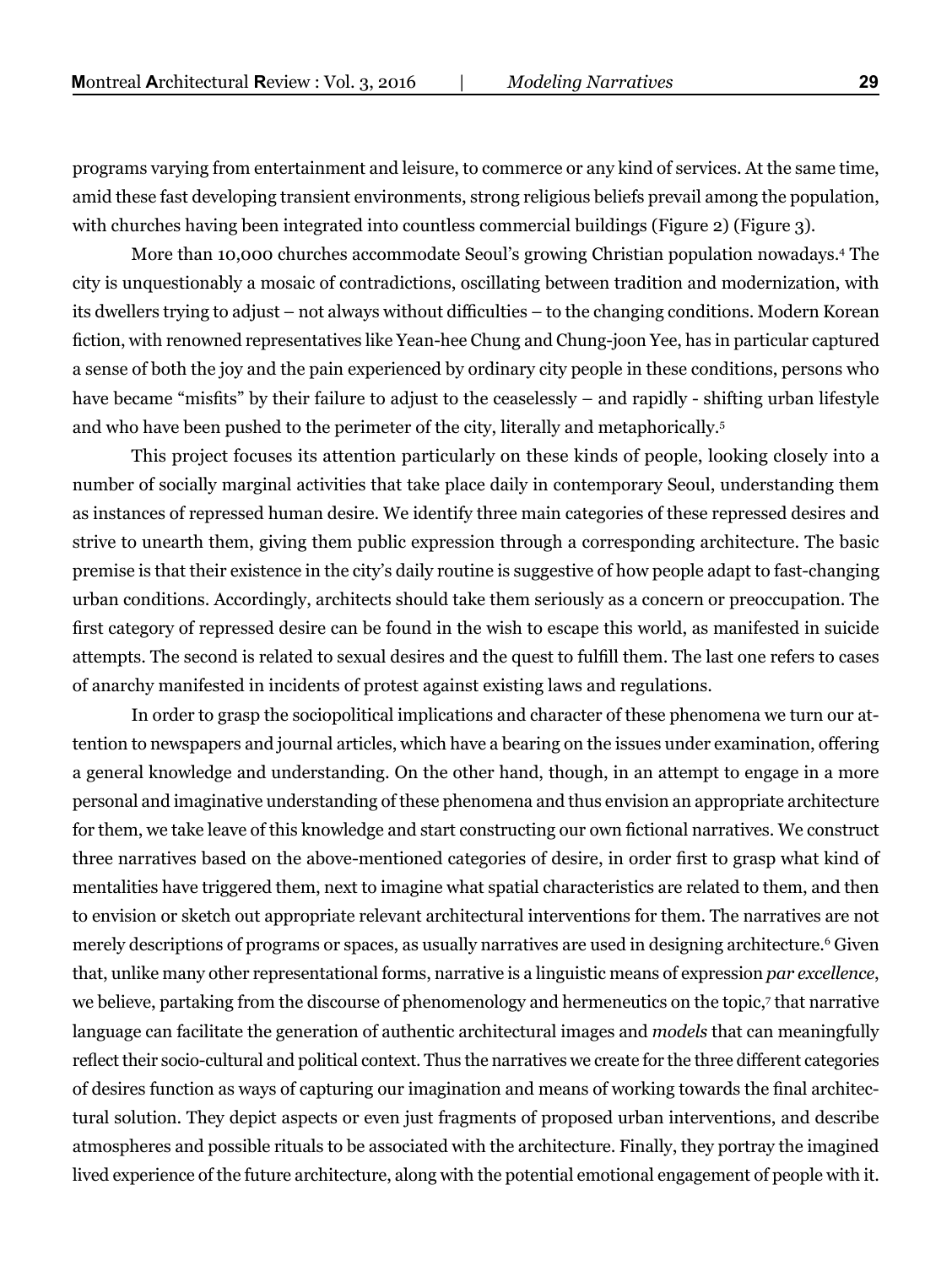programs varying from entertainment and leisure, to commerce or any kind of services. At the same time, amid these fast developing transient environments, strong religious beliefs prevail among the population, with churches having been integrated into countless commercial buildings (Figure 2) (Figure 3).

More than 10,000 churches accommodate Seoul's growing Christian population nowadays.[4] The city is unquestionably a mosaic of contradictions, oscillating between tradition and modernization, with its dwellers trying to adjust – not always without difficulties – to the changing conditions. Modern Korean fiction, with renowned representatives like Yean-hee Chung and Chung-joon Yee, has in particular captured a sense of both the joy and the pain experienced by ordinary city people in these conditions, persons who have became "misfits" by their failure to adjust to the ceaselessly – and rapidly - shifting urban lifestyle and who have been pushed to the perimeter of the city, literally and metaphorically.[5]

This project focuses its attention particularly on these kinds of people, looking closely into a number of socially marginal activities that take place daily in contemporary Seoul, understanding them as instances of repressed human desire. We identify three main categories of these repressed desires and strive to unearth them, giving them public expression through a corresponding architecture. The basic premise is that their existence in the city's daily routine is suggestive of how people adapt to fast-changing urban conditions. Accordingly, architects should take them seriously as a concern or preoccupation. The first category of repressed desire can be found in the wish to escape this world, as manifested in suicide attempts. The second is related to sexual desires and the quest to fulfill them. The last one refers to cases of anarchy manifested in incidents of protest against existing laws and regulations.

In order to grasp the sociopolitical implications and character of these phenomena we turn our attention to newspapers and journal articles, which have a bearing on the issues under examination, offering a general knowledge and understanding. On the other hand, though, in an attempt to engage in a more personal and imaginative understanding of these phenomena and thus envision an appropriate architecture for them, we take leave of this knowledge and start constructing our own fictional narratives. We construct three narratives based on the above-mentioned categories of desire, in order first to grasp what kind of mentalities have triggered them, next to imagine what spatial characteristics are related to them, and then to envision or sketch out appropriate relevant architectural interventions for them. The narratives are not merely descriptions of programs or spaces, as usually narratives are used in designing architecture.[6] Given that, unlike many other representational forms, narrative is a linguistic means of expression *par excellence*, we believe, partaking from the discourse of phenomenology and hermeneutics on the topic,[7] that narrative language can facilitate the generation of authentic architectural images and *models* that can meaningfully reflect their socio-cultural and political context. Thus the narratives we create for the three different categories of desires function as ways of capturing our imagination and means of working towards the final architectural solution. They depict aspects or even just fragments of proposed urban interventions, and describe atmospheres and possible rituals to be associated with the architecture. Finally, they portray the imagined lived experience of the future architecture, along with the potential emotional engagement of people with it.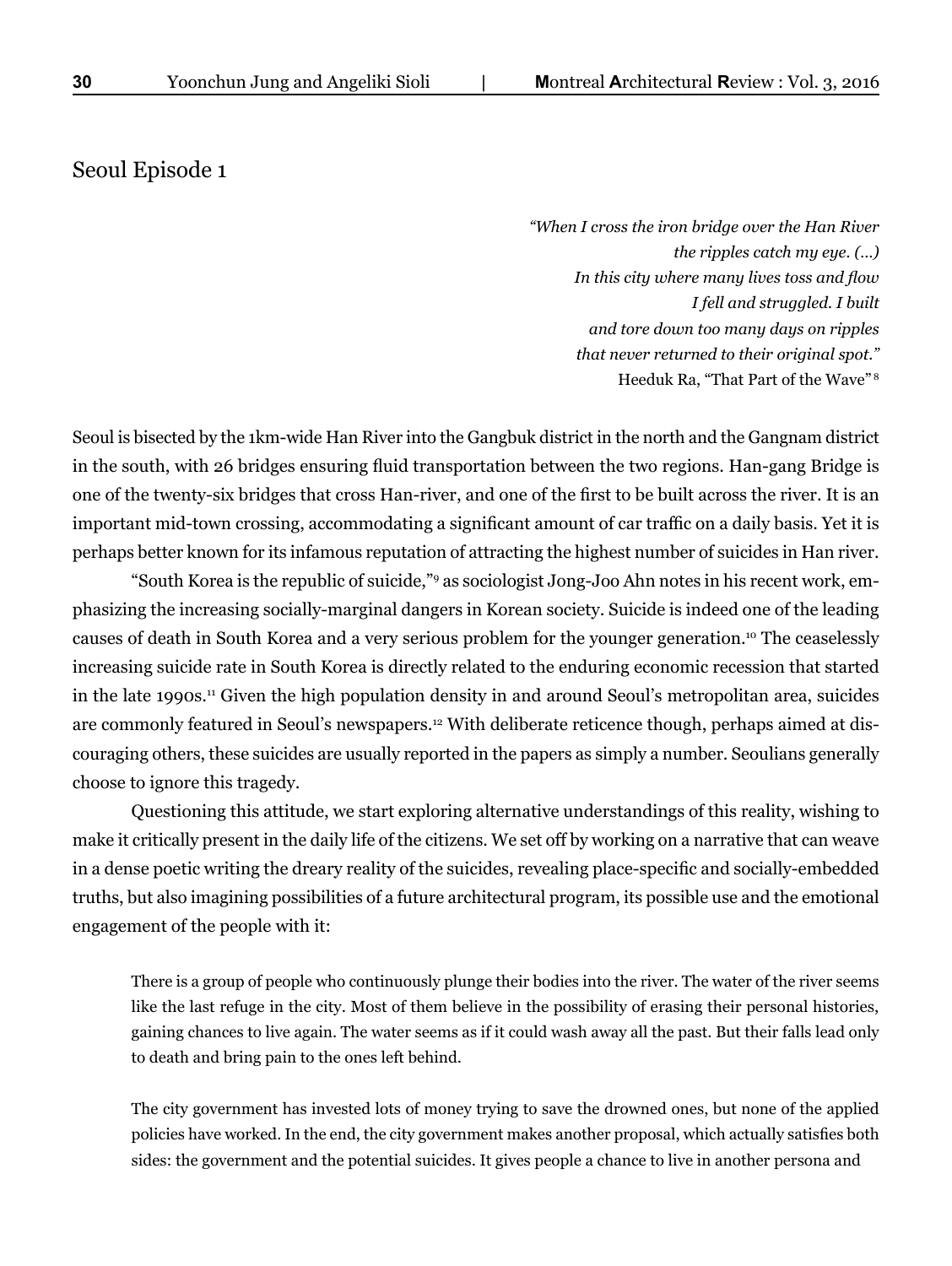## Seoul Episode 1

> *"When I cross the iron bridge over the Han River*
> *the ripples catch my eye. (...)*
> *In this city where many lives toss and flow*
> *I fell and struggled. I built*
> *and tore down too many days on ripples*
> *that never returned to their original spot."*
> Heeduk Ra, "That Part of the Wave" [8]

Seoul is bisected by the 1km-wide Han River into the Gangbuk district in the north and the Gangnam district in the south, with 26 bridges ensuring fluid transportation between the two regions. Han-gang Bridge is one of the twenty-six bridges that cross Han-river, and one of the first to be built across the river. It is an important mid-town crossing, accommodating a significant amount of car traffic on a daily basis. Yet it is perhaps better known for its infamous reputation of attracting the highest number of suicides in Han river.

"South Korea is the republic of suicide,"[9] as sociologist Jong-Joo Ahn notes in his recent work, emphasizing the increasing socially-marginal dangers in Korean society. Suicide is indeed one of the leading causes of death in South Korea and a very serious problem for the younger generation.[10] The ceaselessly increasing suicide rate in South Korea is directly related to the enduring economic recession that started in the late 1990s.[11] Given the high population density in and around Seoul's metropolitan area, suicides are commonly featured in Seoul's newspapers.[12] With deliberate reticence though, perhaps aimed at discouraging others, these suicides are usually reported in the papers as simply a number. Seoulians generally choose to ignore this tragedy.

Questioning this attitude, we start exploring alternative understandings of this reality, wishing to make it critically present in the daily life of the citizens. We set off by working on a narrative that can weave in a dense poetic writing the dreary reality of the suicides, revealing place-specific and socially-embedded truths, but also imagining possibilities of a future architectural program, its possible use and the emotional engagement of the people with it:

> There is a group of people who continuously plunge their bodies into the river. The water of the river seems like the last refuge in the city. Most of them believe in the possibility of erasing their personal histories, gaining chances to live again. The water seems as if it could wash away all the past. But their falls lead only to death and bring pain to the ones left behind.
>
> The city government has invested lots of money trying to save the drowned ones, but none of the applied policies have worked. In the end, the city government makes another proposal, which actually satisfies both sides: the government and the potential suicides. It gives people a chance to live in another persona and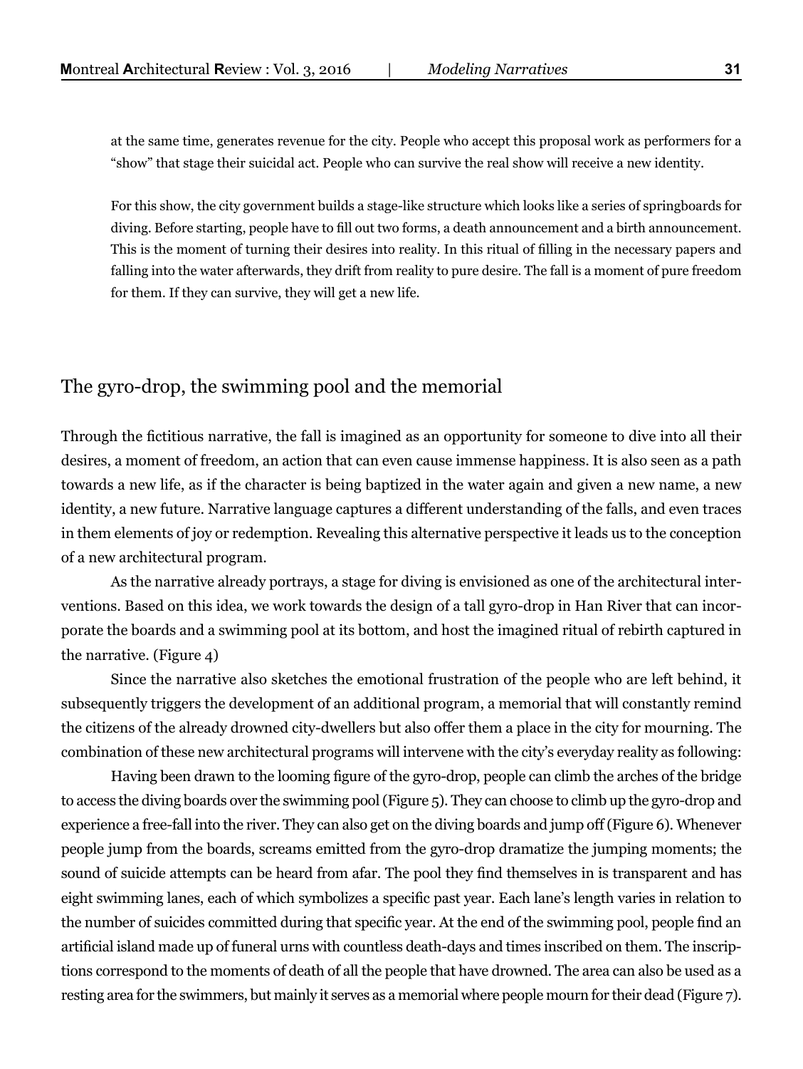at the same time, generates revenue for the city. People who accept this proposal work as performers for a "show" that stage their suicidal act. People who can survive the real show will receive a new identity.

For this show, the city government builds a stage-like structure which looks like a series of springboards for diving. Before starting, people have to fill out two forms, a death announcement and a birth announcement. This is the moment of turning their desires into reality. In this ritual of filling in the necessary papers and falling into the water afterwards, they drift from reality to pure desire. The fall is a moment of pure freedom for them. If they can survive, they will get a new life.

## The gyro-drop, the swimming pool and the memorial

Through the fictitious narrative, the fall is imagined as an opportunity for someone to dive into all their desires, a moment of freedom, an action that can even cause immense happiness. It is also seen as a path towards a new life, as if the character is being baptized in the water again and given a new name, a new identity, a new future. Narrative language captures a different understanding of the falls, and even traces in them elements of joy or redemption. Revealing this alternative perspective it leads us to the conception of a new architectural program.

As the narrative already portrays, a stage for diving is envisioned as one of the architectural interventions. Based on this idea, we work towards the design of a tall gyro-drop in Han River that can incorporate the boards and a swimming pool at its bottom, and host the imagined ritual of rebirth captured in the narrative. (Figure 4)

Since the narrative also sketches the emotional frustration of the people who are left behind, it subsequently triggers the development of an additional program, a memorial that will constantly remind the citizens of the already drowned city-dwellers but also offer them a place in the city for mourning. The combination of these new architectural programs will intervene with the city's everyday reality as following:

Having been drawn to the looming figure of the gyro-drop, people can climb the arches of the bridge to access the diving boards over the swimming pool (Figure 5). They can choose to climb up the gyro-drop and experience a free-fall into the river. They can also get on the diving boards and jump off (Figure 6). Whenever people jump from the boards, screams emitted from the gyro-drop dramatize the jumping moments; the sound of suicide attempts can be heard from afar. The pool they find themselves in is transparent and has eight swimming lanes, each of which symbolizes a specific past year. Each lane's length varies in relation to the number of suicides committed during that specific year. At the end of the swimming pool, people find an artificial island made up of funeral urns with countless death-days and times inscribed on them. The inscriptions correspond to the moments of death of all the people that have drowned. The area can also be used as a resting area for the swimmers, but mainly it serves as a memorial where people mourn for their dead (Figure 7).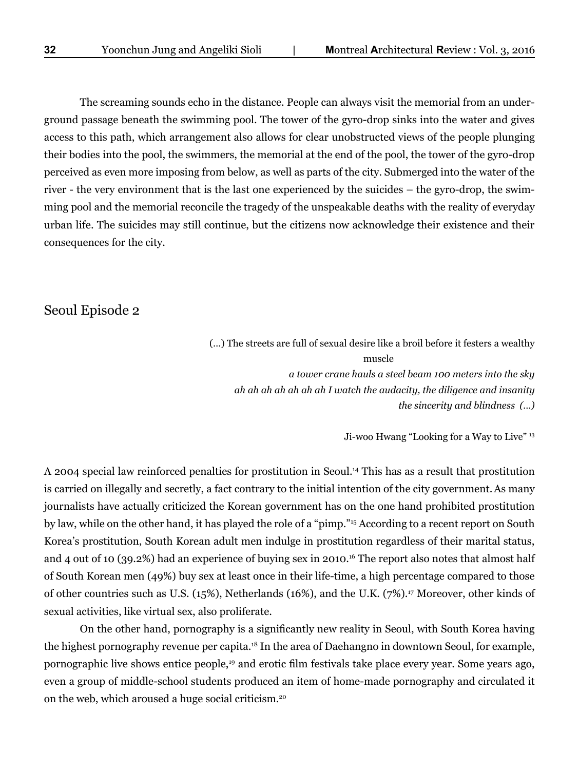The screaming sounds echo in the distance. People can always visit the memorial from an underground passage beneath the swimming pool. The tower of the gyro-drop sinks into the water and gives access to this path, which arrangement also allows for clear unobstructed views of the people plunging their bodies into the pool, the swimmers, the memorial at the end of the pool, the tower of the gyro-drop perceived as even more imposing from below, as well as parts of the city. Submerged into the water of the river - the very environment that is the last one experienced by the suicides – the gyro-drop, the swimming pool and the memorial reconcile the tragedy of the unspeakable deaths with the reality of everyday urban life. The suicides may still continue, but the citizens now acknowledge their existence and their consequences for the city.

## Seoul Episode 2

(...) The streets are full of sexual desire like a broil before it festers a wealthy muscle
*a tower crane hauls a steel beam 100 meters into the sky*
*ah ah ah ah ah ah ah I watch the audacity, the diligence and insanity*
*the sincerity and blindness (...)*

Ji-woo Hwang "Looking for a Way to Live" [13]

A 2004 special law reinforced penalties for prostitution in Seoul.[14] This has as a result that prostitution is carried on illegally and secretly, a fact contrary to the initial intention of the city government. As many journalists have actually criticized the Korean government has on the one hand prohibited prostitution by law, while on the other hand, it has played the role of a "pimp."[15] According to a recent report on South Korea's prostitution, South Korean adult men indulge in prostitution regardless of their marital status, and 4 out of 10 (39.2%) had an experience of buying sex in 2010.[16] The report also notes that almost half of South Korean men (49%) buy sex at least once in their life-time, a high percentage compared to those of other countries such as U.S. (15%), Netherlands (16%), and the U.K. (7%).[17] Moreover, other kinds of sexual activities, like virtual sex, also proliferate.

On the other hand, pornography is a significantly new reality in Seoul, with South Korea having the highest pornography revenue per capita.[18] In the area of Daehangno in downtown Seoul, for example, pornographic live shows entice people,[19] and erotic film festivals take place every year. Some years ago, even a group of middle-school students produced an item of home-made pornography and circulated it on the web, which aroused a huge social criticism.[20]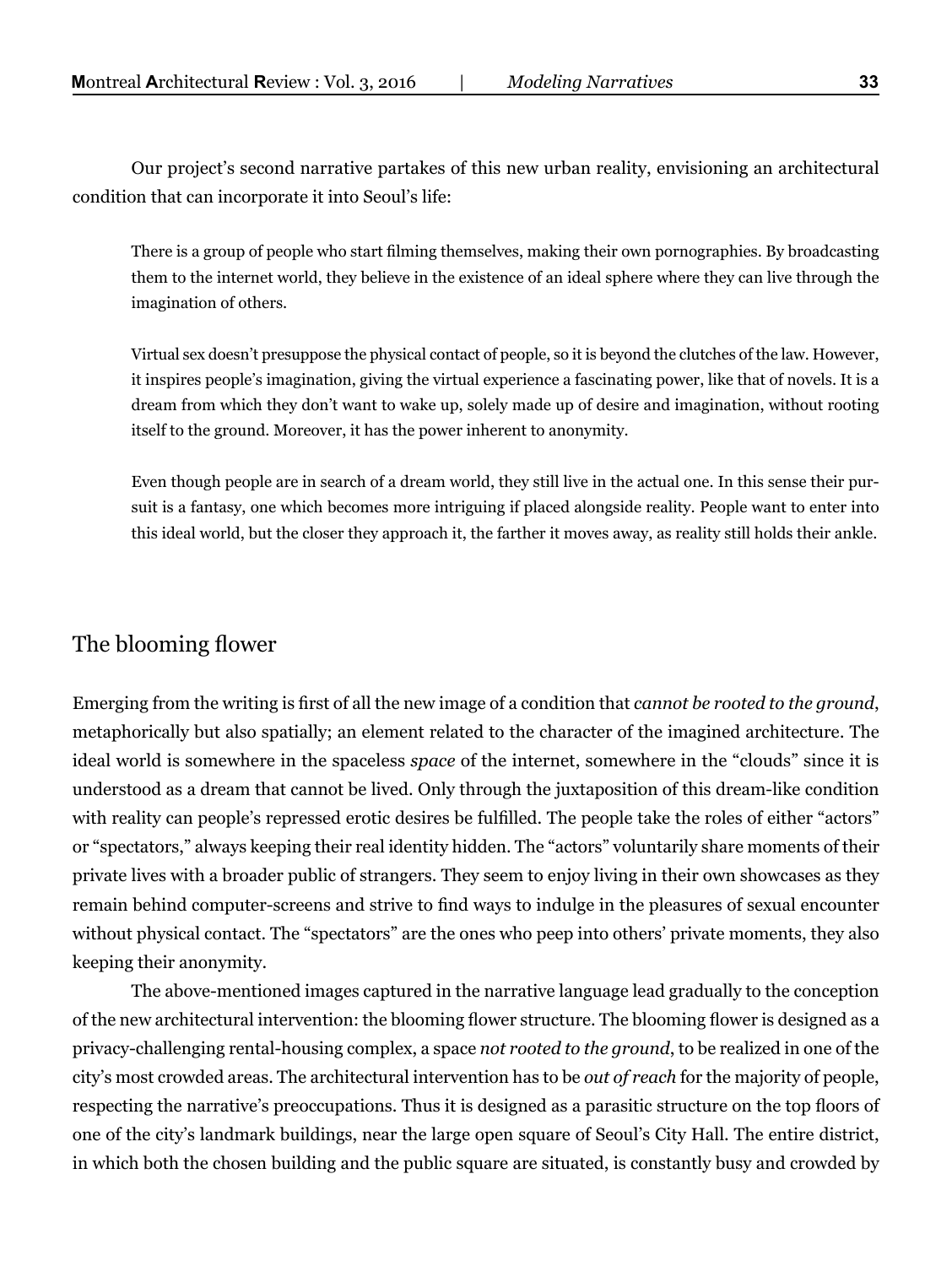Our project's second narrative partakes of this new urban reality, envisioning an architectural condition that can incorporate it into Seoul's life:

> There is a group of people who start filming themselves, making their own pornographies. By broadcasting them to the internet world, they believe in the existence of an ideal sphere where they can live through the imagination of others.
>
> Virtual sex doesn't presuppose the physical contact of people, so it is beyond the clutches of the law. However, it inspires people's imagination, giving the virtual experience a fascinating power, like that of novels. It is a dream from which they don't want to wake up, solely made up of desire and imagination, without rooting itself to the ground. Moreover, it has the power inherent to anonymity.
>
> Even though people are in search of a dream world, they still live in the actual one. In this sense their pursuit is a fantasy, one which becomes more intriguing if placed alongside reality. People want to enter into this ideal world, but the closer they approach it, the farther it moves away, as reality still holds their ankle.

## The blooming flower

Emerging from the writing is first of all the new image of a condition that *cannot be rooted to the ground*, metaphorically but also spatially; an element related to the character of the imagined architecture. The ideal world is somewhere in the spaceless *space* of the internet, somewhere in the "clouds" since it is understood as a dream that cannot be lived. Only through the juxtaposition of this dream-like condition with reality can people's repressed erotic desires be fulfilled. The people take the roles of either "actors" or "spectators," always keeping their real identity hidden. The "actors" voluntarily share moments of their private lives with a broader public of strangers. They seem to enjoy living in their own showcases as they remain behind computer-screens and strive to find ways to indulge in the pleasures of sexual encounter without physical contact. The "spectators" are the ones who peep into others' private moments, they also keeping their anonymity.

The above-mentioned images captured in the narrative language lead gradually to the conception of the new architectural intervention: the blooming flower structure. The blooming flower is designed as a privacy-challenging rental-housing complex, a space *not rooted to the ground*, to be realized in one of the city's most crowded areas. The architectural intervention has to be *out of reach* for the majority of people, respecting the narrative's preoccupations. Thus it is designed as a parasitic structure on the top floors of one of the city's landmark buildings, near the large open square of Seoul's City Hall. The entire district, in which both the chosen building and the public square are situated, is constantly busy and crowded by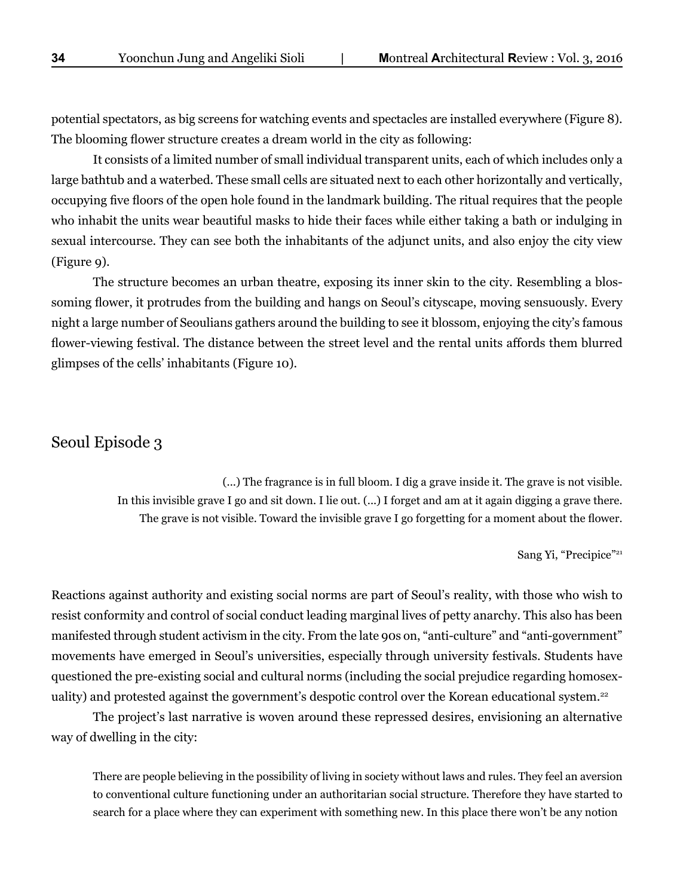potential spectators, as big screens for watching events and spectacles are installed everywhere (Figure 8). The blooming flower structure creates a dream world in the city as following:

It consists of a limited number of small individual transparent units, each of which includes only a large bathtub and a waterbed. These small cells are situated next to each other horizontally and vertically, occupying five floors of the open hole found in the landmark building. The ritual requires that the people who inhabit the units wear beautiful masks to hide their faces while either taking a bath or indulging in sexual intercourse. They can see both the inhabitants of the adjunct units, and also enjoy the city view (Figure 9).

The structure becomes an urban theatre, exposing its inner skin to the city. Resembling a blossoming flower, it protrudes from the building and hangs on Seoul's cityscape, moving sensuously. Every night a large number of Seoulians gathers around the building to see it blossom, enjoying the city's famous flower-viewing festival. The distance between the street level and the rental units affords them blurred glimpses of the cells' inhabitants (Figure 10).

## Seoul Episode 3

> (...) The fragrance is in full bloom. I dig a grave inside it. The grave is not visible.
> In this invisible grave I go and sit down. I lie out. (...) I forget and am at it again digging a grave there.
> The grave is not visible. Toward the invisible grave I go forgetting for a moment about the flower.
>
> Sang Yi, "Precipice"[21]

Reactions against authority and existing social norms are part of Seoul's reality, with those who wish to resist conformity and control of social conduct leading marginal lives of petty anarchy. This also has been manifested through student activism in the city. From the late 90s on, "anti-culture" and "anti-government" movements have emerged in Seoul's universities, especially through university festivals. Students have questioned the pre-existing social and cultural norms (including the social prejudice regarding homosexuality) and protested against the government's despotic control over the Korean educational system.[22]

The project's last narrative is woven around these repressed desires, envisioning an alternative way of dwelling in the city:

> There are people believing in the possibility of living in society without laws and rules. They feel an aversion to conventional culture functioning under an authoritarian social structure. Therefore they have started to search for a place where they can experiment with something new. In this place there won't be any notion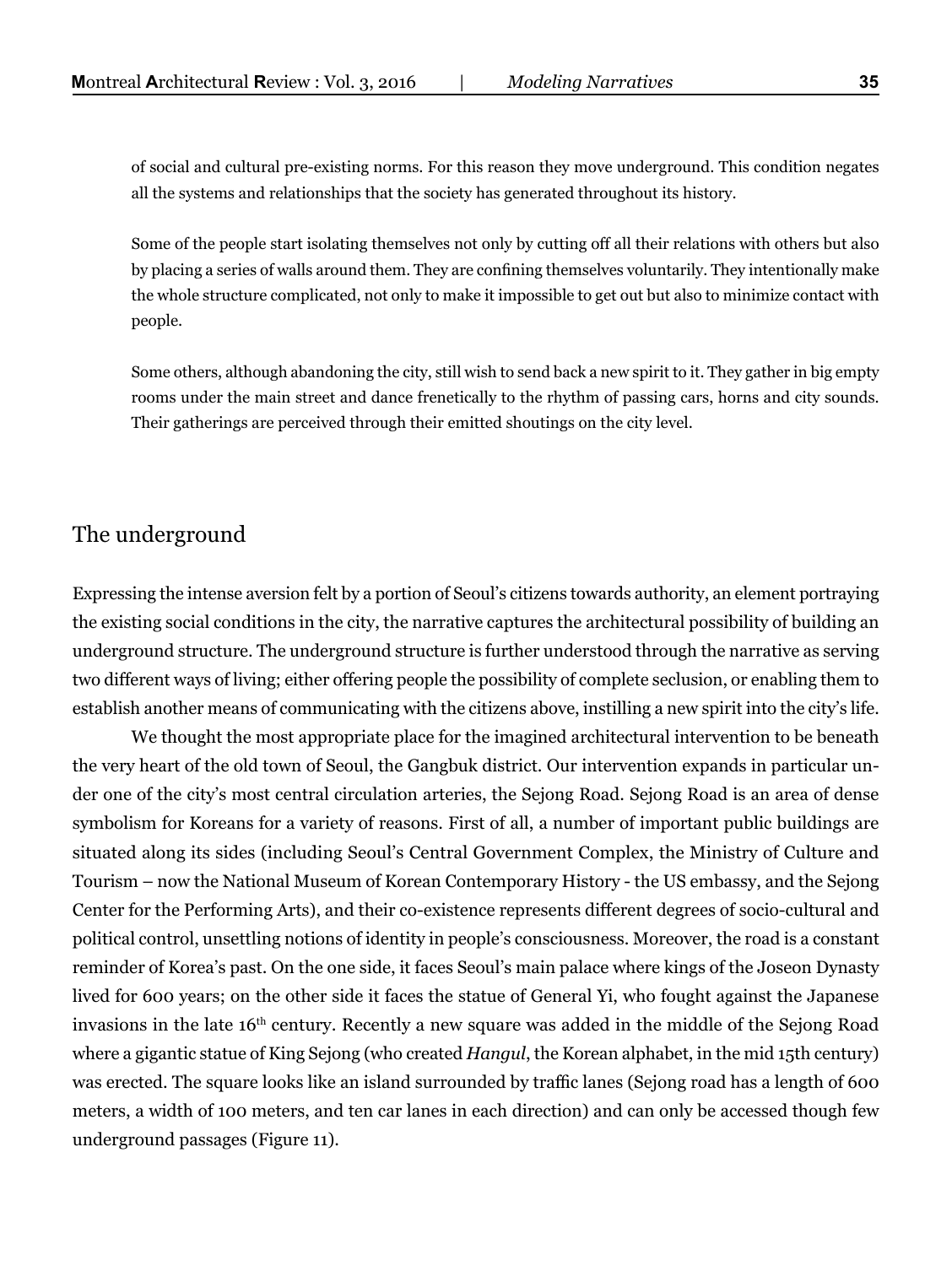of social and cultural pre-existing norms. For this reason they move underground. This condition negates all the systems and relationships that the society has generated throughout its history.

Some of the people start isolating themselves not only by cutting off all their relations with others but also by placing a series of walls around them. They are confining themselves voluntarily. They intentionally make the whole structure complicated, not only to make it impossible to get out but also to minimize contact with people.

Some others, although abandoning the city, still wish to send back a new spirit to it. They gather in big empty rooms under the main street and dance frenetically to the rhythm of passing cars, horns and city sounds. Their gatherings are perceived through their emitted shoutings on the city level.

## The underground

Expressing the intense aversion felt by a portion of Seoul's citizens towards authority, an element portraying the existing social conditions in the city, the narrative captures the architectural possibility of building an underground structure. The underground structure is further understood through the narrative as serving two different ways of living; either offering people the possibility of complete seclusion, or enabling them to establish another means of communicating with the citizens above, instilling a new spirit into the city's life.

We thought the most appropriate place for the imagined architectural intervention to be beneath the very heart of the old town of Seoul, the Gangbuk district. Our intervention expands in particular under one of the city's most central circulation arteries, the Sejong Road. Sejong Road is an area of dense symbolism for Koreans for a variety of reasons. First of all, a number of important public buildings are situated along its sides (including Seoul's Central Government Complex, the Ministry of Culture and Tourism – now the National Museum of Korean Contemporary History - the US embassy, and the Sejong Center for the Performing Arts), and their co-existence represents different degrees of socio-cultural and political control, unsettling notions of identity in people's consciousness. Moreover, the road is a constant reminder of Korea's past. On the one side, it faces Seoul's main palace where kings of the Joseon Dynasty lived for 600 years; on the other side it faces the statue of General Yi, who fought against the Japanese invasions in the late 16th century. Recently a new square was added in the middle of the Sejong Road where a gigantic statue of King Sejong (who created *Hangul*, the Korean alphabet, in the mid 15th century) was erected. The square looks like an island surrounded by traffic lanes (Sejong road has a length of 600 meters, a width of 100 meters, and ten car lanes in each direction) and can only be accessed though few underground passages (Figure 11).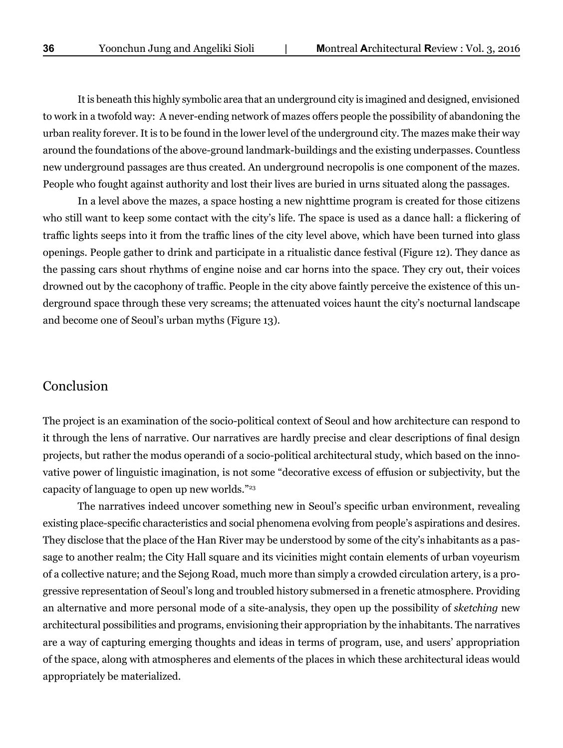It is beneath this highly symbolic area that an underground city is imagined and designed, envisioned to work in a twofold way: A never-ending network of mazes offers people the possibility of abandoning the urban reality forever. It is to be found in the lower level of the underground city. The mazes make their way around the foundations of the above-ground landmark-buildings and the existing underpasses. Countless new underground passages are thus created. An underground necropolis is one component of the mazes. People who fought against authority and lost their lives are buried in urns situated along the passages.

In a level above the mazes, a space hosting a new nighttime program is created for those citizens who still want to keep some contact with the city's life. The space is used as a dance hall: a flickering of traffic lights seeps into it from the traffic lines of the city level above, which have been turned into glass openings. People gather to drink and participate in a ritualistic dance festival (Figure 12). They dance as the passing cars shout rhythms of engine noise and car horns into the space. They cry out, their voices drowned out by the cacophony of traffic. People in the city above faintly perceive the existence of this underground space through these very screams; the attenuated voices haunt the city's nocturnal landscape and become one of Seoul's urban myths (Figure 13).

## Conclusion

The project is an examination of the socio-political context of Seoul and how architecture can respond to it through the lens of narrative. Our narratives are hardly precise and clear descriptions of final design projects, but rather the modus operandi of a socio-political architectural study, which based on the innovative power of linguistic imagination, is not some "decorative excess of effusion or subjectivity, but the capacity of language to open up new worlds."[23]

The narratives indeed uncover something new in Seoul's specific urban environment, revealing existing place-specific characteristics and social phenomena evolving from people's aspirations and desires. They disclose that the place of the Han River may be understood by some of the city's inhabitants as a passage to another realm; the City Hall square and its vicinities might contain elements of urban voyeurism of a collective nature; and the Sejong Road, much more than simply a crowded circulation artery, is a progressive representation of Seoul's long and troubled history submersed in a frenetic atmosphere. Providing an alternative and more personal mode of a site-analysis, they open up the possibility of *sketching* new architectural possibilities and programs, envisioning their appropriation by the inhabitants. The narratives are a way of capturing emerging thoughts and ideas in terms of program, use, and users' appropriation of the space, along with atmospheres and elements of the places in which these architectural ideas would appropriately be materialized.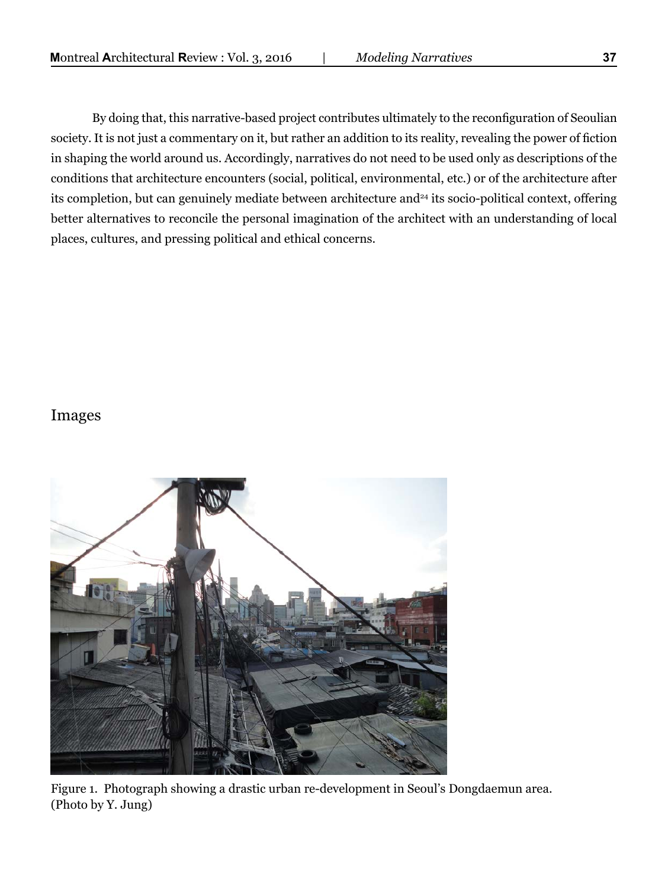By doing that, this narrative-based project contributes ultimately to the reconfiguration of Seoulian society. It is not just a commentary on it, but rather an addition to its reality, revealing the power of fiction in shaping the world around us. Accordingly, narratives do not need to be used only as descriptions of the conditions that architecture encounters (social, political, environmental, etc.) or of the architecture after its completion, but can genuinely mediate between architecture and[24] its socio-political context, offering better alternatives to reconcile the personal imagination of the architect with an understanding of local places, cultures, and pressing political and ethical concerns.

## Images

Figure 1. Photograph showing a drastic urban re-development in Seoul's Dongdaemun area. (Photo by Y. Jung)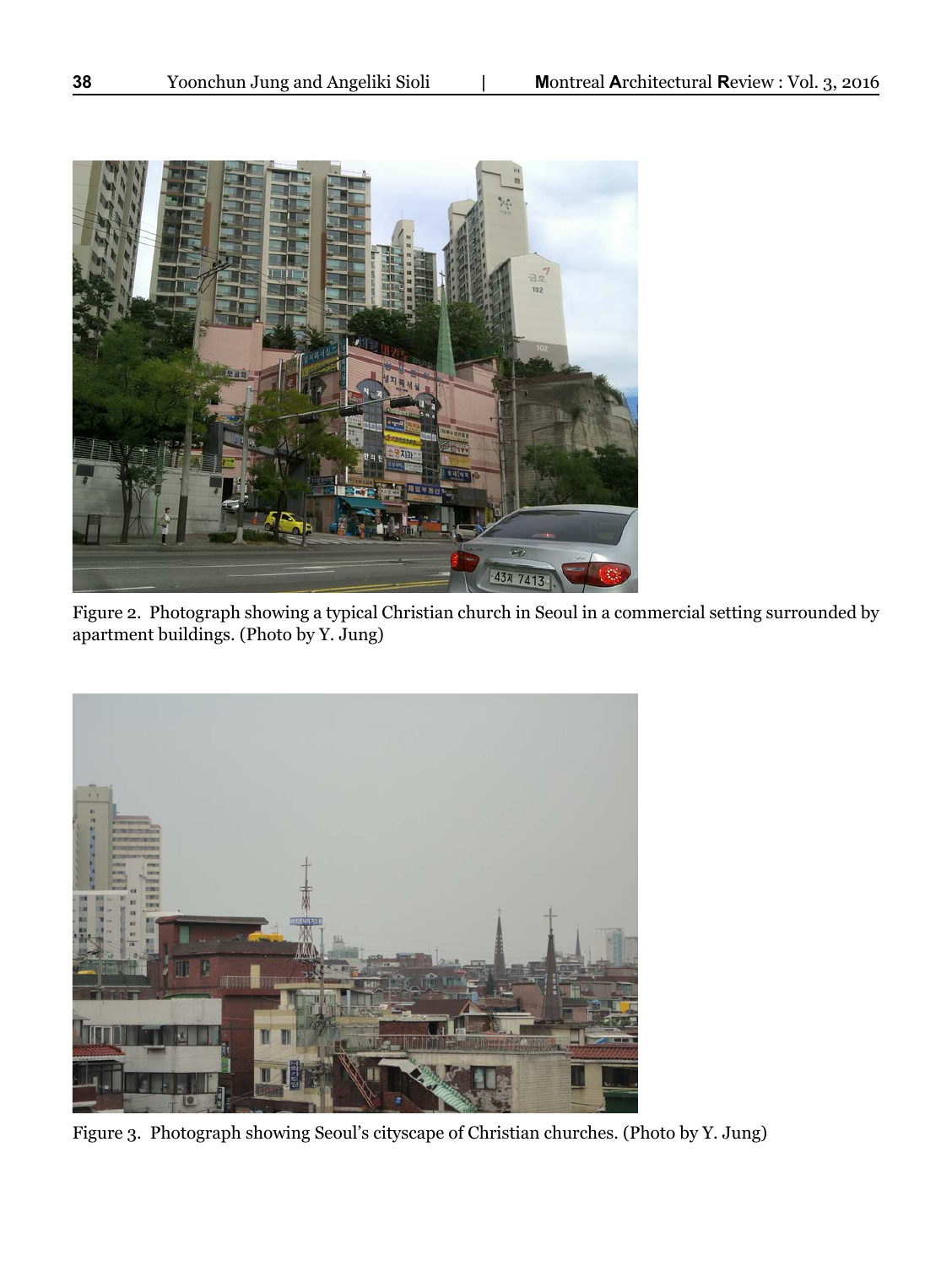Figure 2. Photograph showing a typical Christian church in Seoul in a commercial setting surrounded by apartment buildings. (Photo by Y. Jung)

Figure 3. Photograph showing Seoul's cityscape of Christian churches. (Photo by Y. Jung)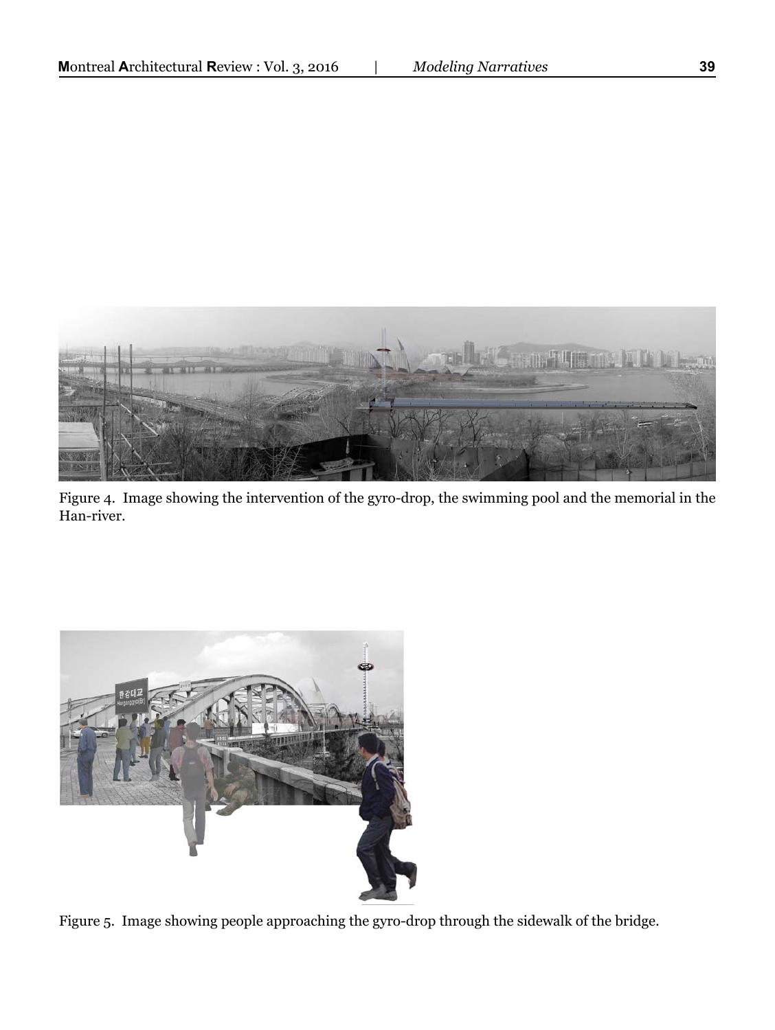Figure 4. Image showing the intervention of the gyro-drop, the swimming pool and the memorial in the Han-river.

Figure 5. Image showing people approaching the gyro-drop through the sidewalk of the bridge.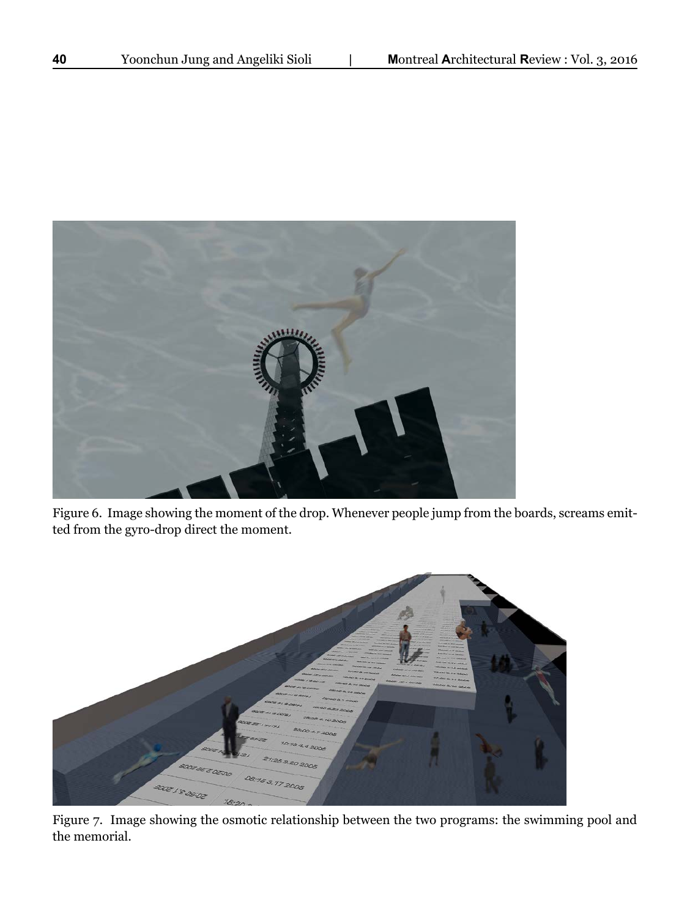Figure 6. Image showing the moment of the drop. Whenever people jump from the boards, screams emitted from the gyro-drop direct the moment.

Figure 7. Image showing the osmotic relationship between the two programs: the swimming pool and the memorial.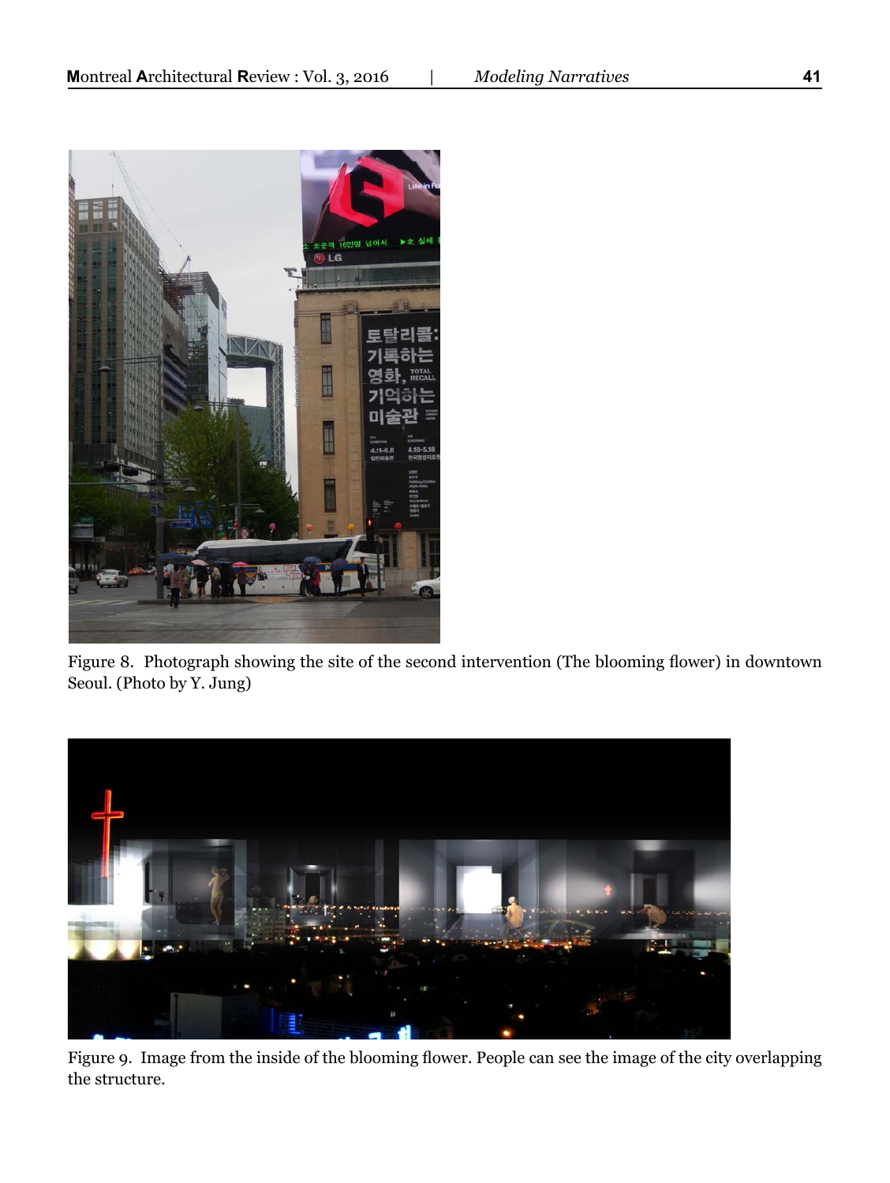Figure 8. Photograph showing the site of the second intervention (The blooming flower) in downtown Seoul. (Photo by Y. Jung)

Figure 9. Image from the inside of the blooming flower. People can see the image of the city overlapping the structure.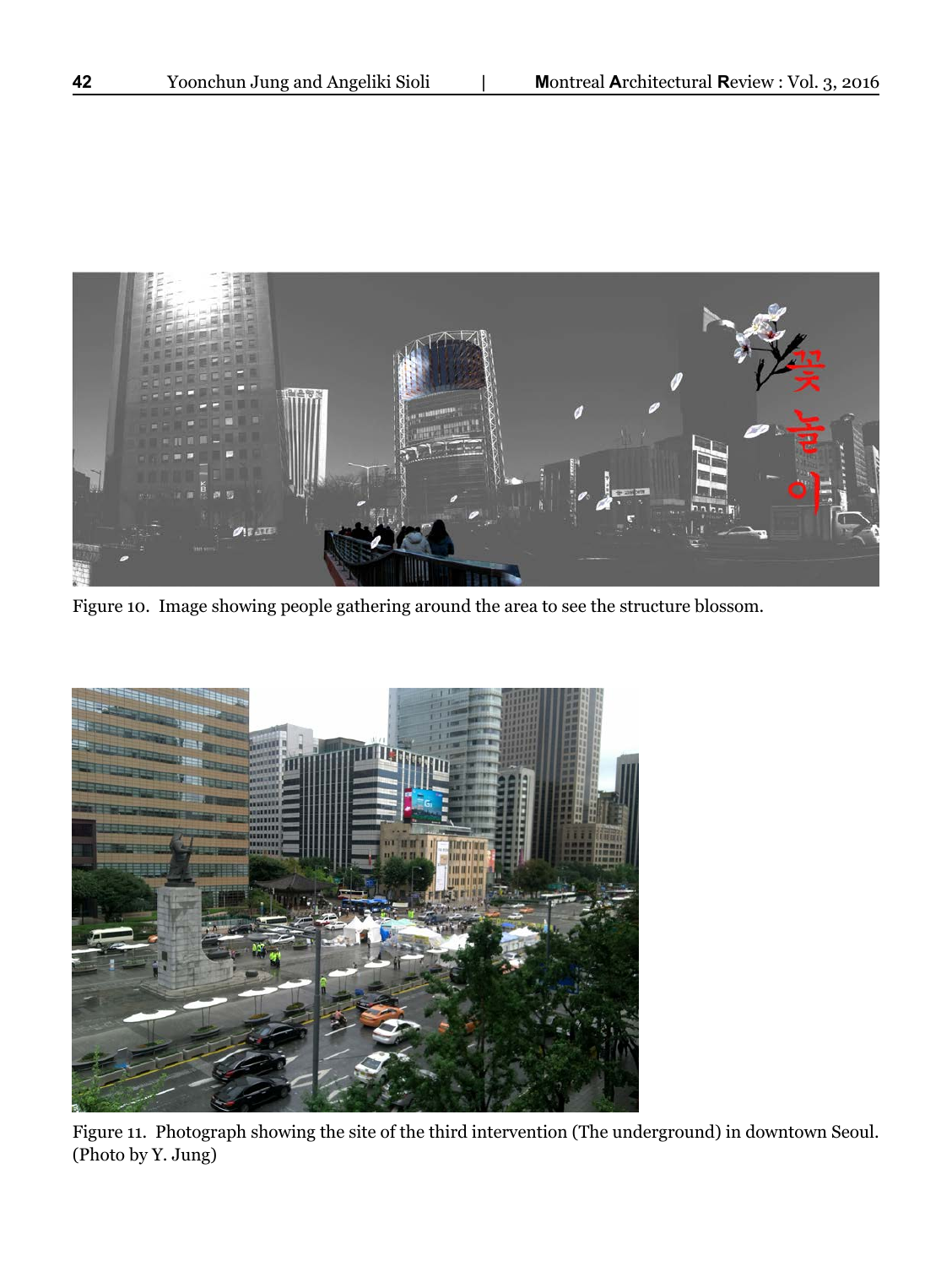Figure 10. Image showing people gathering around the area to see the structure blossom.

Figure 11. Photograph showing the site of the third intervention (The underground) in downtown Seoul. (Photo by Y. Jung)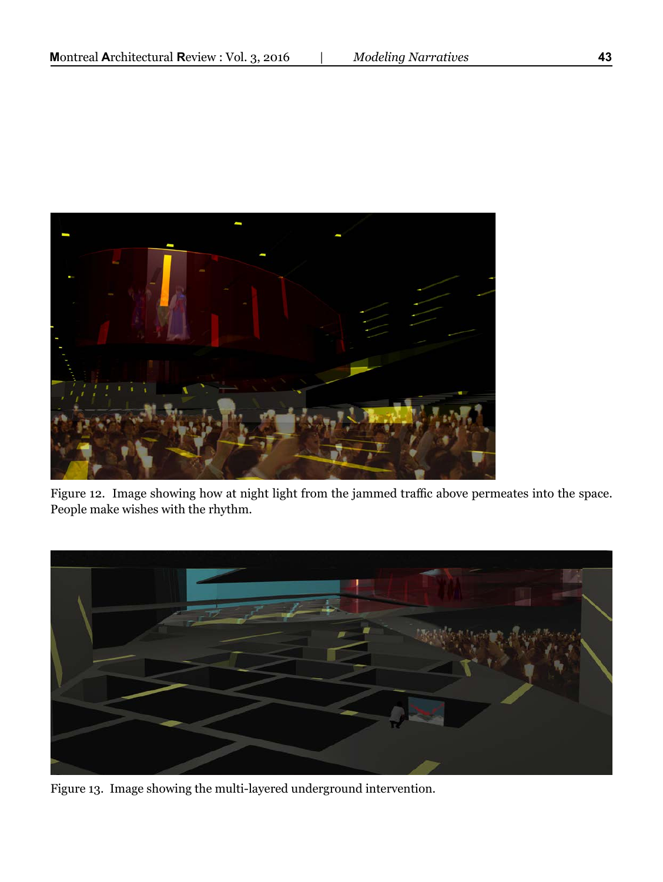Figure 12. Image showing how at night light from the jammed traffic above permeates into the space. People make wishes with the rhythm.

Figure 13. Image showing the multi-layered underground intervention.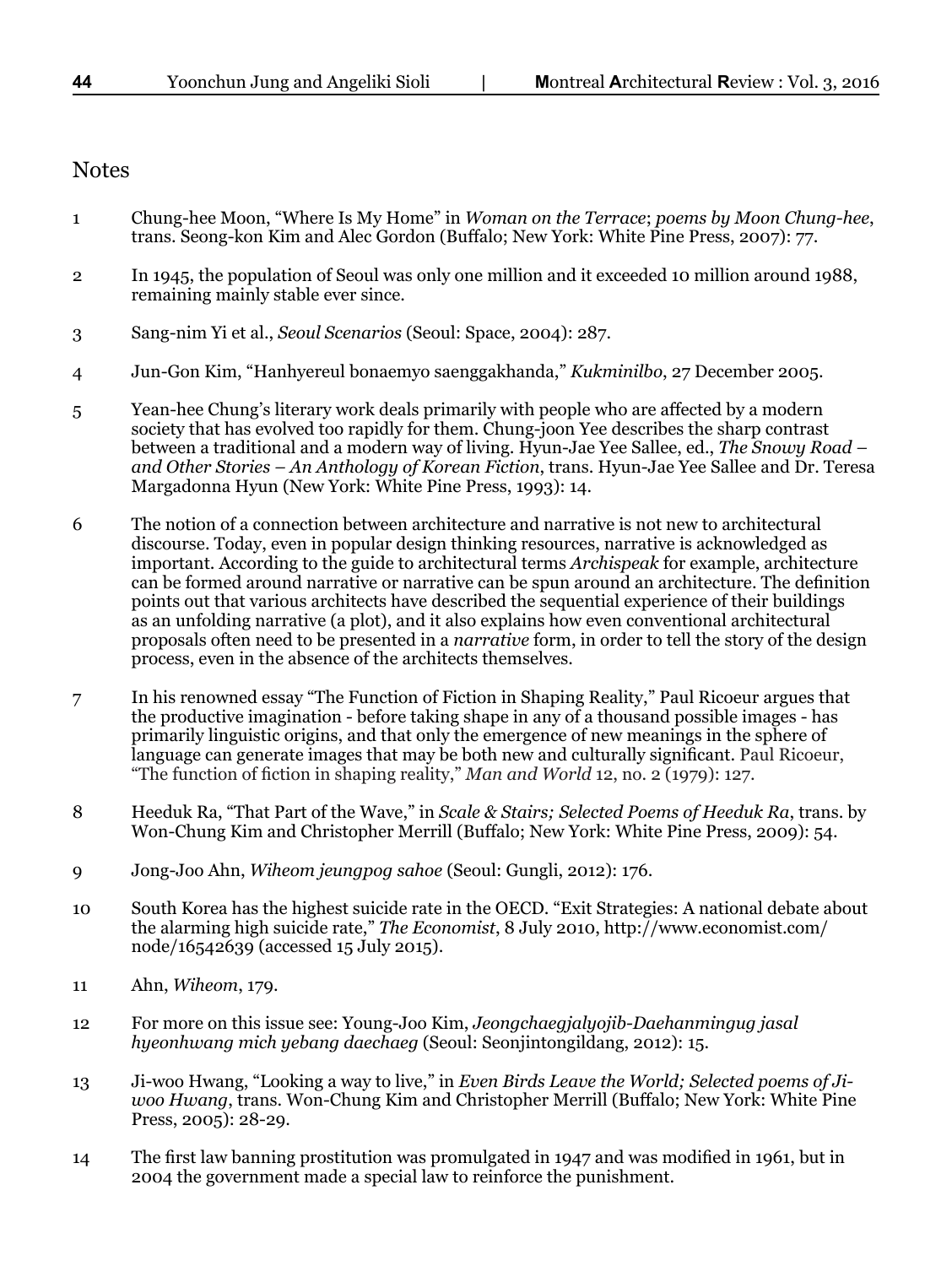## Notes

1 Chung-hee Moon, "Where Is My Home" in *Woman on the Terrace*; *poems by Moon Chung-hee*, trans. Seong-kon Kim and Alec Gordon (Buffalo; New York: White Pine Press, 2007): 77.

2 In 1945, the population of Seoul was only one million and it exceeded 10 million around 1988, remaining mainly stable ever since.

3 Sang-nim Yi et al., *Seoul Scenarios* (Seoul: Space, 2004): 287.

4 Jun-Gon Kim, "Hanhyereul bonaemyo saenggakhanda," *Kukminilbo*, 27 December 2005.

5 Yean-hee Chung's literary work deals primarily with people who are affected by a modern society that has evolved too rapidly for them. Chung-joon Yee describes the sharp contrast between a traditional and a modern way of living. Hyun-Jae Yee Sallee, ed., *The Snowy Road – and Other Stories – An Anthology of Korean Fiction*, trans. Hyun-Jae Yee Sallee and Dr. Teresa Margadonna Hyun (New York: White Pine Press, 1993): 14.

6 The notion of a connection between architecture and narrative is not new to architectural discourse. Today, even in popular design thinking resources, narrative is acknowledged as important. According to the guide to architectural terms *Archispeak* for example, architecture can be formed around narrative or narrative can be spun around an architecture. The definition points out that various architects have described the sequential experience of their buildings as an unfolding narrative (a plot), and it also explains how even conventional architectural proposals often need to be presented in a *narrative* form, in order to tell the story of the design process, even in the absence of the architects themselves.

7 In his renowned essay "The Function of Fiction in Shaping Reality," Paul Ricoeur argues that the productive imagination - before taking shape in any of a thousand possible images - has primarily linguistic origins, and that only the emergence of new meanings in the sphere of language can generate images that may be both new and culturally significant. Paul Ricoeur, "The function of fiction in shaping reality," *Man and World* 12, no. 2 (1979): 127.

8 Heeduk Ra, "That Part of the Wave," in *Scale & Stairs; Selected Poems of Heeduk Ra*, trans. by Won-Chung Kim and Christopher Merrill (Buffalo; New York: White Pine Press, 2009): 54.

9 Jong-Joo Ahn, *Wiheom jeungpog sahoe* (Seoul: Gungli, 2012): 176.

10 South Korea has the highest suicide rate in the OECD. "Exit Strategies: A national debate about the alarming high suicide rate," *The Economist*, 8 July 2010, http://www.economist.com/node/16542639 (accessed 15 July 2015).

11 Ahn, *Wiheom*, 179.

12 For more on this issue see: Young-Joo Kim, *Jeongchaegjalyojib-Daehanmingug jasal hyeonhwang mich yebang daechaeg* (Seoul: Seonjintongildang, 2012): 15.

13 Ji-woo Hwang, "Looking a way to live," in *Even Birds Leave the World; Selected poems of Ji-woo Hwang*, trans. Won-Chung Kim and Christopher Merrill (Buffalo; New York: White Pine Press, 2005): 28-29.

14 The first law banning prostitution was promulgated in 1947 and was modified in 1961, but in 2004 the government made a special law to reinforce the punishment.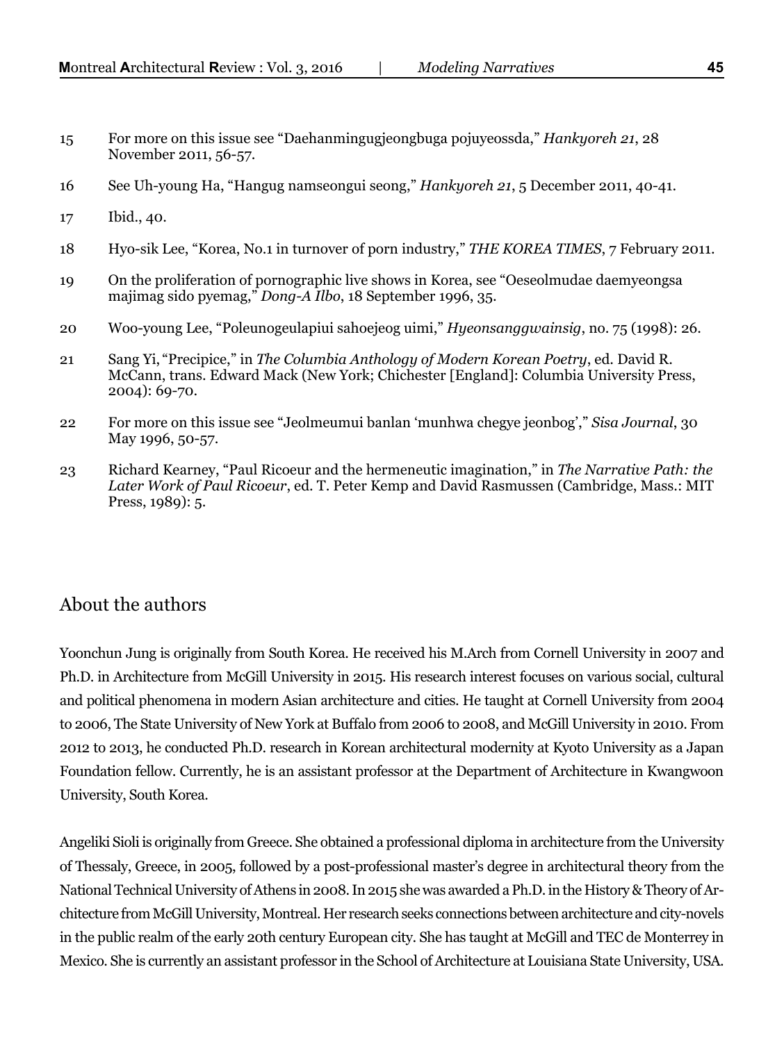15 For more on this issue see "Daehanmingugjeongbuga pojuyeossda," *Hankyoreh 21*, 28 November 2011, 56-57.

16 See Uh-young Ha, "Hangug namseongui seong," *Hankyoreh 21*, 5 December 2011, 40-41.

17 Ibid., 40.

18 Hyo-sik Lee, "Korea, No.1 in turnover of porn industry," *THE KOREA TIMES*, 7 February 2011.

19 On the proliferation of pornographic live shows in Korea, see "Oeseolmudae daemyeongsa majimag sido pyemag," *Dong-A Ilbo*, 18 September 1996, 35.

20 Woo-young Lee, "Poleunogeulapiui sahoejeog uimi," *Hyeonsanggwainsig*, no. 75 (1998): 26.

21 Sang Yi, "Precipice," in *The Columbia Anthology of Modern Korean Poetry*, ed. David R. McCann, trans. Edward Mack (New York; Chichester [England]: Columbia University Press, 2004): 69-70.

22 For more on this issue see "Jeolmeumui banlan 'munhwa chegye jeonbog'," *Sisa Journal*, 30 May 1996, 50-57.

23 Richard Kearney, "Paul Ricoeur and the hermeneutic imagination," in *The Narrative Path: the Later Work of Paul Ricoeur*, ed. T. Peter Kemp and David Rasmussen (Cambridge, Mass.: MIT Press, 1989): 5.

## About the authors

Yoonchun Jung is originally from South Korea. He received his M.Arch from Cornell University in 2007 and Ph.D. in Architecture from McGill University in 2015. His research interest focuses on various social, cultural and political phenomena in modern Asian architecture and cities. He taught at Cornell University from 2004 to 2006, The State University of New York at Buffalo from 2006 to 2008, and McGill University in 2010. From 2012 to 2013, he conducted Ph.D. research in Korean architectural modernity at Kyoto University as a Japan Foundation fellow. Currently, he is an assistant professor at the Department of Architecture in Kwangwoon University, South Korea.

Angeliki Sioli is originally from Greece. She obtained a professional diploma in architecture from the University of Thessaly, Greece, in 2005, followed by a post-professional master's degree in architectural theory from the National Technical University of Athens in 2008. In 2015 she was awarded a Ph.D. in the History & Theory of Architecture from McGill University, Montreal. Her research seeks connections between architecture and city-novels in the public realm of the early 20th century European city. She has taught at McGill and TEC de Monterrey in Mexico. She is currently an assistant professor in the School of Architecture at Louisiana State University, USA.